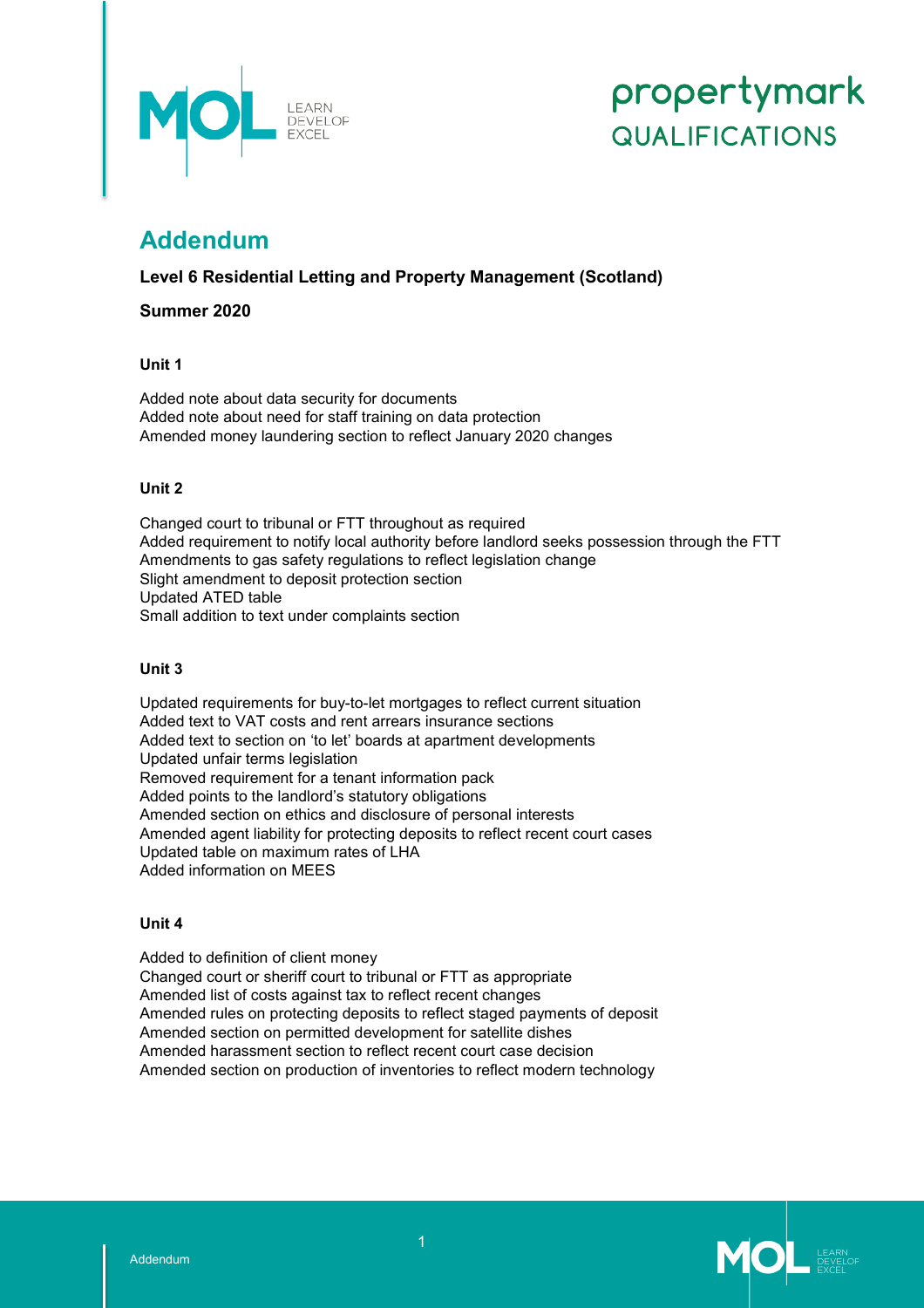# Addendum

**Level 6 Residential Letting and Property Management (Scotland)**

**Summer 2020**

**Unit 1**

Added note about data security for documents
Added note about need for staff training on data protection
Amended money laundering section to reflect January 2020 changes

**Unit 2**

Changed court to tribunal or FTT throughout as required
Added requirement to notify local authority before landlord seeks possession through the FTT
Amendments to gas safety regulations to reflect legislation change
Slight amendment to deposit protection section
Updated ATED table
Small addition to text under complaints section

**Unit 3**

Updated requirements for buy-to-let mortgages to reflect current situation
Added text to VAT costs and rent arrears insurance sections
Added text to section on 'to let' boards at apartment developments
Updated unfair terms legislation
Removed requirement for a tenant information pack
Added points to the landlord's statutory obligations
Amended section on ethics and disclosure of personal interests
Amended agent liability for protecting deposits to reflect recent court cases
Updated table on maximum rates of LHA
Added information on MEES

**Unit 4**

Added to definition of client money
Changed court or sheriff court to tribunal or FTT as appropriate
Amended list of costs against tax to reflect recent changes
Amended rules on protecting deposits to reflect staged payments of deposit
Amended section on permitted development for satellite dishes
Amended harassment section to reflect recent court case decision
Amended section on production of inventories to reflect modern technology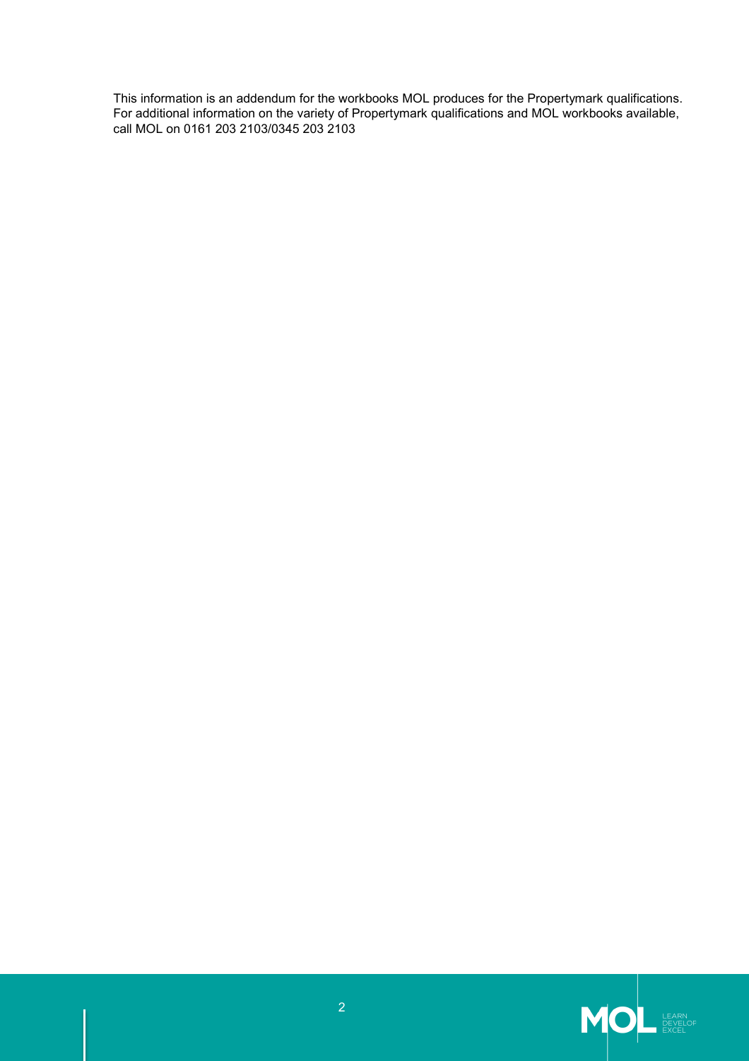This information is an addendum for the workbooks MOL produces for the Propertymark qualifications. For additional information on the variety of Propertymark qualifications and MOL workbooks available, call MOL on 0161 203 2103/0345 203 2103